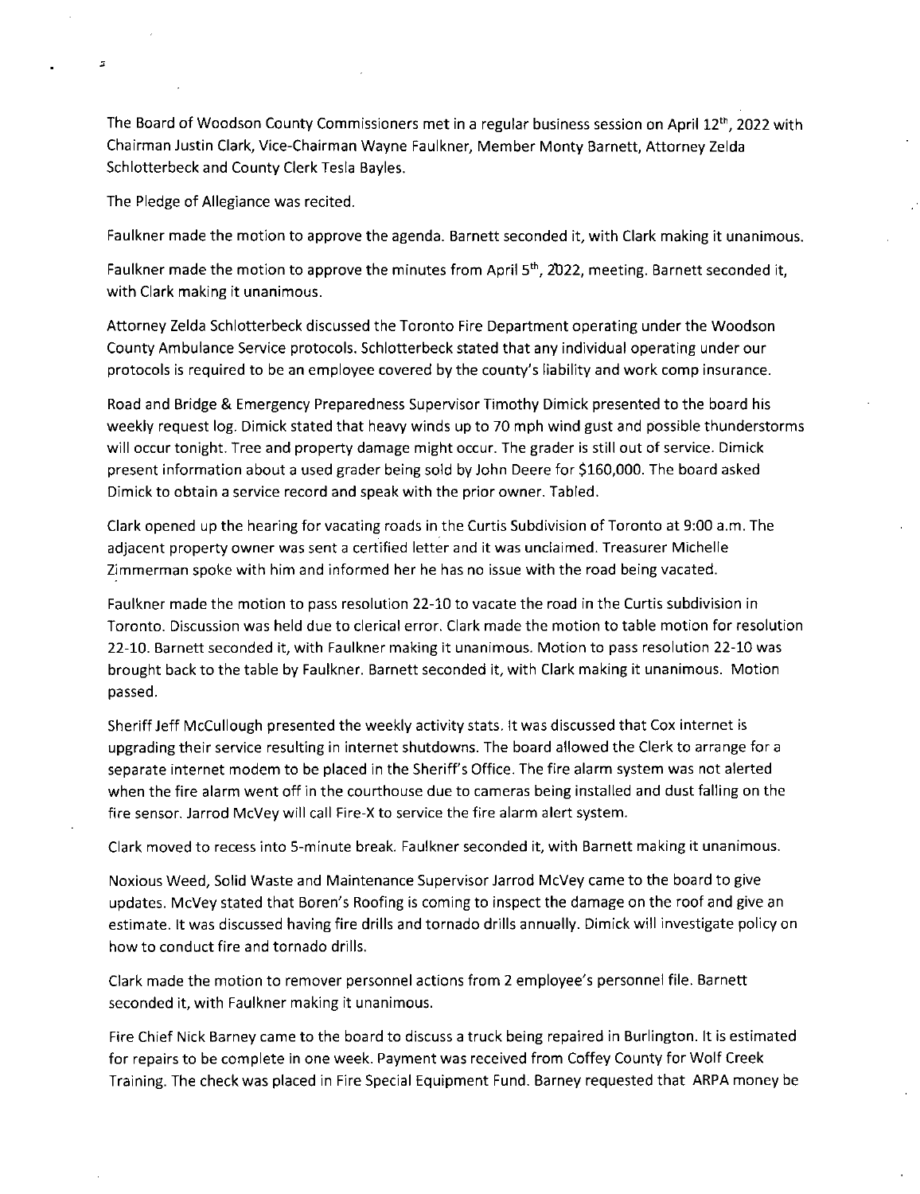The Board of Woodson County Commissioners met in a regular business session on April 12th, 2022 with Chairman Justin Clark, Vice-Chairman Wayne Faulkner, Member Monty Barnett, Attorney Zelda Schlotterbeck and County Clerk Tesla Bayles.

The Pledge of Allegiance was recited.

Faulkner made the motion to approve the agenda. Barnett seconded it, with Clark making it unanimous.

Faulkner made the motion to approve the minutes from April 5th, 2022, meeting. Barnett seconded it, with Clark making it unanimous.

Attorney Zelda Schlotterbeck discussed the Toronto Fire Department operating under the Woodson County Ambulance Service protocols. Schlotterbeck stated that any individual operating under our protocols is required to be an employee covered by the county's liability and work comp insurance.

Road and Bridge & Emergency Preparedness Supervisor Timothy Dimick presented to the board his weekly request log. Dimick stated that heavy winds up to 70 mph wind gust and possible thunderstorms will occur tonight. Tree and property damage might occur. The grader is still out of service. Dimick present information about a used grader being sold by John Deere for $160,000. The board asked Dimick to obtain a service record and speak with the prior owner. Tabled.

Clark opened up the hearing for vacating roads in the Curtis Subdivision of Toronto at 9:00 a.m. The adjacent property owner was sent a certified letter and it was unclaimed. Treasurer Michelle Zimmerman spoke with him and informed her he has no issue with the road being vacated.

Faulkner made the motion to pass resolution 22-10 to vacate the road in the Curtis subdivision in Toronto. Discussion was held due to clerical error. Clark made the motion to table motion for resolution 22-10. Barnett seconded it, with Faulkner making it unanimous. Motion to pass resolution 22-10 was brought back to the table by Faulkner. Barnett seconded it, with Clark making it unanimous. Motion passed.

Sheriff Jeff McCullough presented the weekly activity stats. It was discussed that Cox internet is upgrading their service resulting in internet shutdowns. The board allowed the Clerk to arrange for a separate internet modem to be placed in the Sheriff's Office. The fire alarm system was not alerted when the fire alarm went off in the courthouse due to cameras being installed and dust falling on the fire sensor. Jarrod McVey will call Fire-X to service the fire alarm alert system.

Clark moved to recess into 5-minute break. Faulkner seconded it, with Barnett making it unanimous.

Noxious Weed, Solid Waste and Maintenance Supervisor Jarrod McVey came to the board to give updates. McVey stated that Boren's Roofing is coming to inspect the damage on the roof and give an estimate. It was discussed having fire drills and tornado drills annually. Dimick will investigate policy on how to conduct fire and tornado drills.

Clark made the motion to remover personnel actions from 2 employee's personnel file. Barnett seconded it, with Faulkner making it unanimous.

Fire Chief Nick Barney came to the board to discuss a truck being repaired in Burlington. It is estimated for repairs to be complete in one week. Payment was received from Coffey County for Wolf Creek Training. The check was placed in Fire Special Equipment Fund. Barney requested that ARPA money be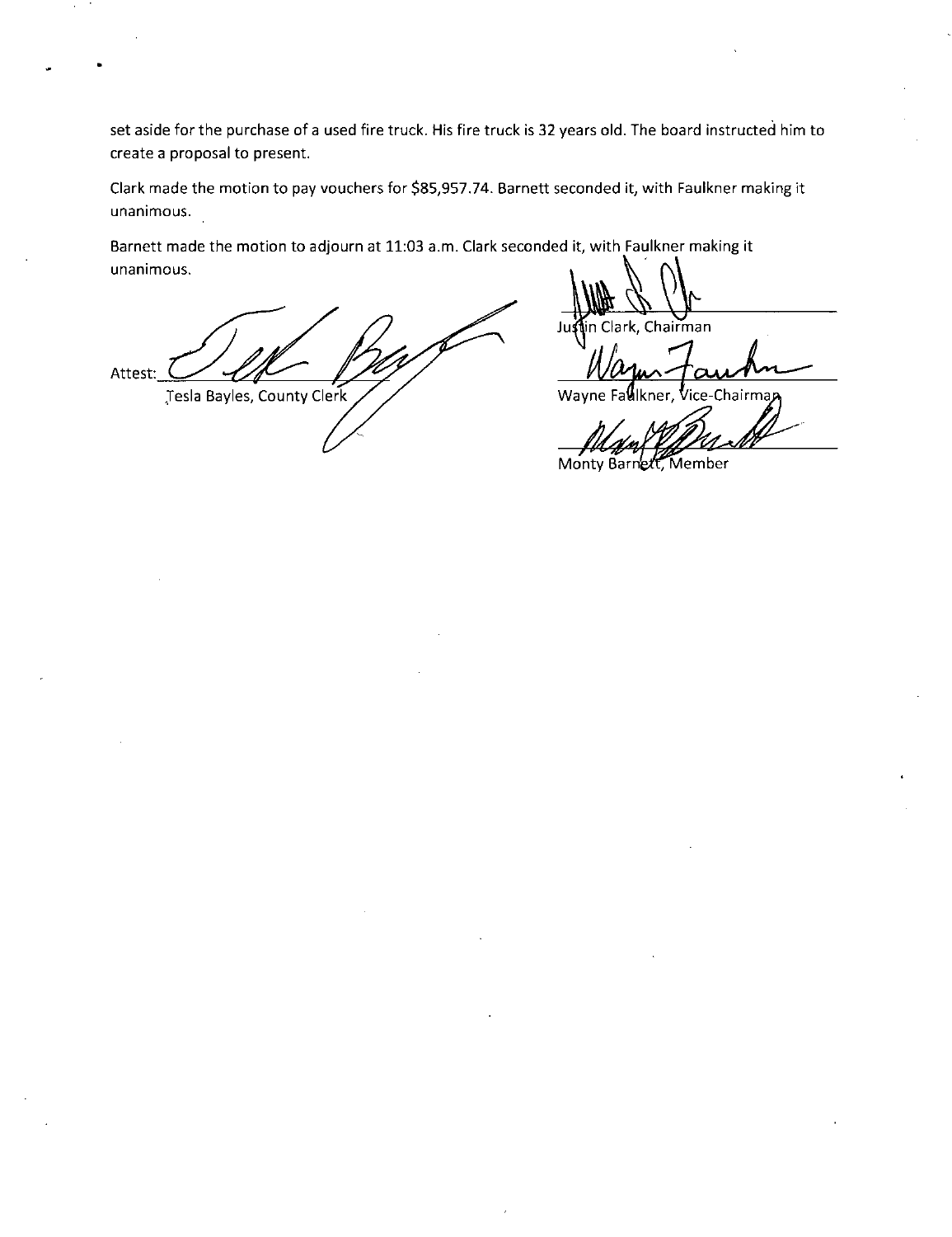set aside for the purchase of a used fire truck. His fire truck is 32 years old. The board instructed him to create a proposal to present.

Clark made the motion to pay vouchers for $85,957.74. Barnett seconded it, with Faulkner making it unanimous.

Barnett made the motion to adjourn at 11:03 a.m. Clark seconded it, with Faulkner making it unanimous.

Attest: ______________________
Tesla Bayles, County Clerk

______________________
Justin Clark, Chairman

______________________
Wayne Faulkner, Vice-Chairman

______________________
Monty Barnett, Member